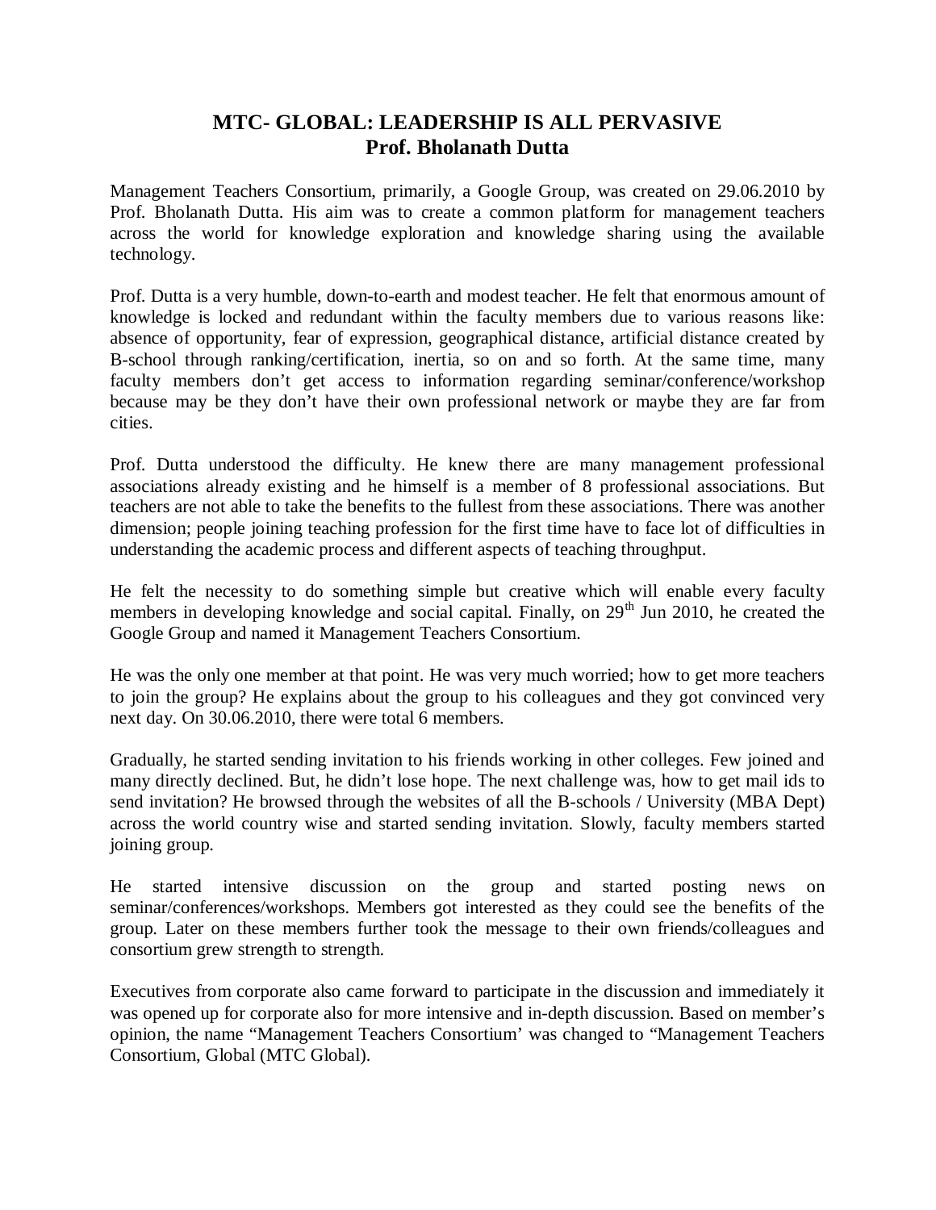# MTC- GLOBAL: LEADERSHIP IS ALL PERVASIVE
## Prof. Bholanath Dutta

Management Teachers Consortium, primarily, a Google Group, was created on 29.06.2010 by Prof. Bholanath Dutta. His aim was to create a common platform for management teachers across the world for knowledge exploration and knowledge sharing using the available technology.

Prof. Dutta is a very humble, down-to-earth and modest teacher. He felt that enormous amount of knowledge is locked and redundant within the faculty members due to various reasons like: absence of opportunity, fear of expression, geographical distance, artificial distance created by B-school through ranking/certification, inertia, so on and so forth. At the same time, many faculty members don't get access to information regarding seminar/conference/workshop because may be they don't have their own professional network or maybe they are far from cities.

Prof. Dutta understood the difficulty. He knew there are many management professional associations already existing and he himself is a member of 8 professional associations. But teachers are not able to take the benefits to the fullest from these associations. There was another dimension; people joining teaching profession for the first time have to face lot of difficulties in understanding the academic process and different aspects of teaching throughput.

He felt the necessity to do something simple but creative which will enable every faculty members in developing knowledge and social capital. Finally, on 29th Jun 2010, he created the Google Group and named it Management Teachers Consortium.

He was the only one member at that point. He was very much worried; how to get more teachers to join the group? He explains about the group to his colleagues and they got convinced very next day. On 30.06.2010, there were total 6 members.

Gradually, he started sending invitation to his friends working in other colleges. Few joined and many directly declined. But, he didn't lose hope. The next challenge was, how to get mail ids to send invitation? He browsed through the websites of all the B-schools / University (MBA Dept) across the world country wise and started sending invitation. Slowly, faculty members started joining group.

He started intensive discussion on the group and started posting news on seminar/conferences/workshops. Members got interested as they could see the benefits of the group. Later on these members further took the message to their own friends/colleagues and consortium grew strength to strength.

Executives from corporate also came forward to participate in the discussion and immediately it was opened up for corporate also for more intensive and in-depth discussion. Based on member's opinion, the name "Management Teachers Consortium' was changed to "Management Teachers Consortium, Global (MTC Global).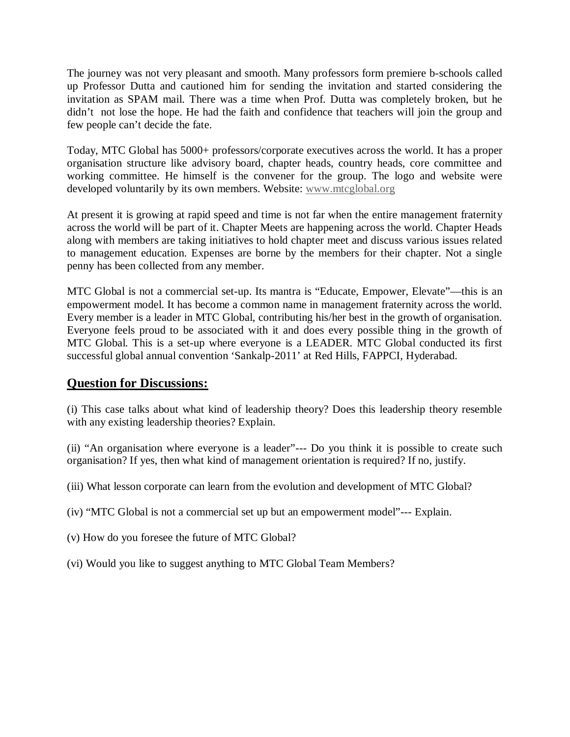The journey was not very pleasant and smooth. Many professors form premiere b-schools called up Professor Dutta and cautioned him for sending the invitation and started considering the invitation as SPAM mail. There was a time when Prof. Dutta was completely broken, but he didn't not lose the hope. He had the faith and confidence that teachers will join the group and few people can't decide the fate.

Today, MTC Global has 5000+ professors/corporate executives across the world. It has a proper organisation structure like advisory board, chapter heads, country heads, core committee and working committee. He himself is the convener for the group. The logo and website were developed voluntarily by its own members. Website: www.mtcglobal.org

At present it is growing at rapid speed and time is not far when the entire management fraternity across the world will be part of it. Chapter Meets are happening across the world. Chapter Heads along with members are taking initiatives to hold chapter meet and discuss various issues related to management education. Expenses are borne by the members for their chapter. Not a single penny has been collected from any member.

MTC Global is not a commercial set-up. Its mantra is "Educate, Empower, Elevate"—this is an empowerment model. It has become a common name in management fraternity across the world. Every member is a leader in MTC Global, contributing his/her best in the growth of organisation. Everyone feels proud to be associated with it and does every possible thing in the growth of MTC Global. This is a set-up where everyone is a LEADER. MTC Global conducted its first successful global annual convention 'Sankalp-2011' at Red Hills, FAPPCI, Hyderabad.

## Question for Discussions:

(i) This case talks about what kind of leadership theory? Does this leadership theory resemble with any existing leadership theories? Explain.

(ii) "An organisation where everyone is a leader"--- Do you think it is possible to create such organisation? If yes, then what kind of management orientation is required? If no, justify.

(iii) What lesson corporate can learn from the evolution and development of MTC Global?

(iv) "MTC Global is not a commercial set up but an empowerment model"--- Explain.

(v) How do you foresee the future of MTC Global?

(vi) Would you like to suggest anything to MTC Global Team Members?